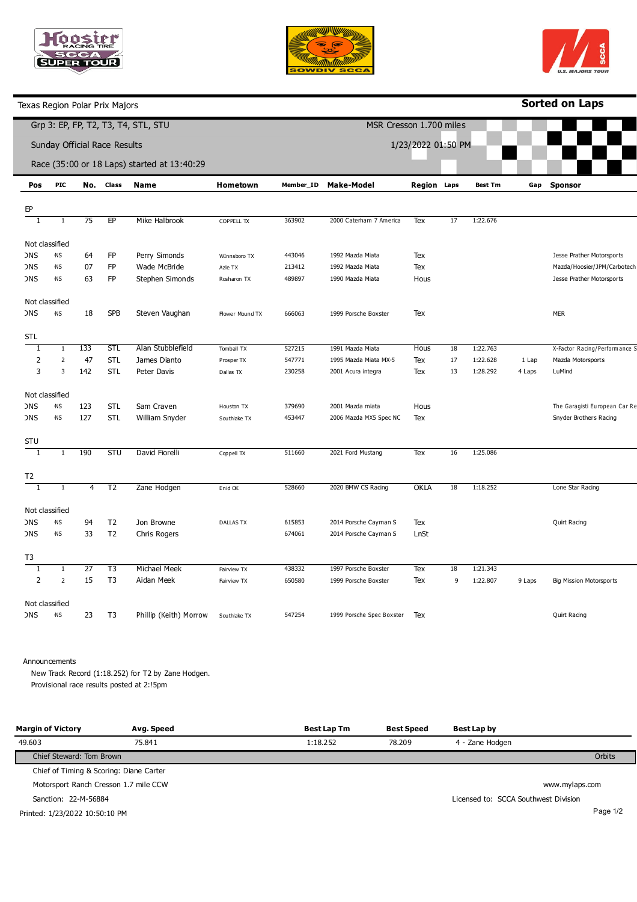Texas Region Polar Prix Majors

**Sorted on Laps**

Grp 3: EP, FP, T2, T3, T4, STL, STU

MSR Cresson 1.700 miles

Sunday Official Race Results

1/23/2022 01:50 PM

Race (35:00 or 18 Laps) started at 13:40:29

| Pos | PIC | No. | Class | Name | Hometown | Member_ID | Make-Model | Region | Laps | Best Tm | Gap | Sponsor |
|---|---|---|---|---|---|---|---|---|---|---|---|---|
| EP | | | | | | | | | | | | |
| 1 | 1 | 75 | EP | Mike Halbrook | COPPELL TX | 363902 | 2000 Caterham 7 America | Tex | 17 | 1:22.676 | | |
| Not classified | | | | | | | | | | | | |
| DNS | NS | 64 | FP | Perry Simonds | WInnsboro TX | 443046 | 1992 Mazda Miata | Tex | | | | Jesse Prather Motorsports |
| DNS | NS | 07 | FP | Wade McBride | Azle TX | 213412 | 1992 Mazda Miata | Tex | | | | Mazda/Hoosier/JPM/Carbotech |
| DNS | NS | 63 | FP | Stephen Simonds | Rosharon TX | 489897 | 1990 Mazda Miata | Hous | | | | Jesse Prather Motorsports |
| Not classified | | | | | | | | | | | | |
| DNS | NS | 18 | SPB | Steven Vaughan | Flower Mound TX | 666063 | 1999 Porsche Boxster | Tex | | | | MER |
| STL | | | | | | | | | | | | |
| 1 | 1 | 133 | STL | Alan Stubblefield | Tomball TX | 527215 | 1991 Mazda Miata | Hous | 18 | 1:22.763 | | X-Factor Racing/Performance S |
| 2 | 2 | 47 | STL | James Dianto | Prosper TX | 547771 | 1995 Mazda Miata MX-5 | Tex | 17 | 1:22.628 | 1 Lap | Mazda Motorsports |
| 3 | 3 | 142 | STL | Peter Davis | Dallas TX | 230258 | 2001 Acura integra | Tex | 13 | 1:28.292 | 4 Laps | LuMind |
| Not classified | | | | | | | | | | | | |
| DNS | NS | 123 | STL | Sam Craven | Houston TX | 379690 | 2001 Mazda miata | Hous | | | | The Garagisti European Car Re |
| DNS | NS | 127 | STL | William Snyder | Southlake TX | 453447 | 2006 Mazda MX5 Spec NC | Tex | | | | Snyder Brothers Racing |
| STU | | | | | | | | | | | | |
| 1 | 1 | 190 | STU | David Fiorelli | Coppell TX | 511660 | 2021 Ford Mustang | Tex | 16 | 1:25.086 | | |
| T2 | | | | | | | | | | | | |
| 1 | 1 | 4 | T2 | Zane Hodgen | Enid OK | 528660 | 2020 BMW CS Racing | OKLA | 18 | 1:18.252 | | Lone Star Racing |
| Not classified | | | | | | | | | | | | |
| DNS | NS | 94 | T2 | Jon Browne | DALLAS TX | 615853 | 2014 Porsche Cayman S | Tex | | | | Quirt Racing |
| DNS | NS | 33 | T2 | Chris Rogers | | 674061 | 2014 Porsche Cayman S | LnSt | | | | |
| T3 | | | | | | | | | | | | |
| 1 | 1 | 27 | T3 | Michael Meek | Fairview TX | 438332 | 1997 Porsche Boxster | Tex | 18 | 1:21.343 | | |
| 2 | 2 | 15 | T3 | Aidan Meek | Fairview TX | 650580 | 1999 Porsche Boxster | Tex | 9 | 1:22.807 | 9 Laps | Big Mission Motorsports |
| Not classified | | | | | | | | | | | | |
| DNS | NS | 23 | T3 | Phillip (Keith) Morrow | Southlake TX | 547254 | 1999 Porsche Spec Boxster | Tex | | | | Quirt Racing |

Announcements

New Track Record (1:18.252) for T2 by Zane Hodgen.
Provisional race results posted at 2:!5pm

| Margin of Victory | Avg. Speed | Best Lap Tm | Best Speed | Best Lap by |
|---|---|---|---|---|
| 49.603 | 75.841 | 1:18.252 | 78.209 | 4 - Zane Hodgen |

Chief Steward: Tom Brown

Orbits

Chief of Timing & Scoring: Diane Carter

Motorsport Ranch Cresson 1.7 mile CCW

www.mylaps.com

Sanction: 22-M-56884

Licensed to: SCCA Southwest Division

Printed: 1/23/2022 10:50:10 PM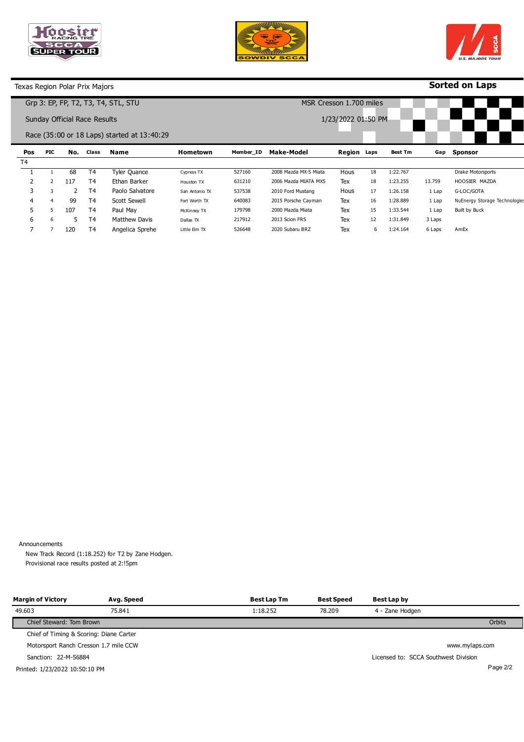Texas Region Polar Prix Majors

**Sorted on Laps**

Grp 3: EP, FP, T2, T3, T4, STL, STU

MSR Cresson 1.700 miles

Sunday Official Race Results

1/23/2022 01:50 PM

Race (35:00 or 18 Laps) started at 13:40:29

| Pos | PIC | No. | Class | Name | Hometown | Member_ID | Make-Model | Region | Laps | Best Tm | Gap | Sponsor |
|---|---|---|---|---|---|---|---|---|---|---|---|---|
| T4 | | | | | | | | | | | | |
| 1 | 1 | 68 | T4 | Tyler Quance | Cypress TX | 527160 | 2008 Mazda MX-5 Miata | Hous | 18 | 1:22.767 | | Drake Motorsports |
| 2 | 2 | 117 | T4 | Ethan Barker | Houston TX | 631210 | 2006 Mazda MIATA MX5 | Tex | 18 | 1:23.255 | 13.759 | HOOSIER MAZDA |
| 3 | 3 | 2 | T4 | Paolo Salvatore | San Antonio TX | 537538 | 2010 Ford Mustang | Hous | 17 | 1:26.158 | 1 Lap | G-LOC/GOTA |
| 4 | 4 | 99 | T4 | Scott Sewell | Fort Worth TX | 640083 | 2015 Porsche Cayman | Tex | 16 | 1:28.889 | 1 Lap | NuEnergy Storage Technologies |
| 5 | 5 | 107 | T4 | Paul May | McKinney TX | 179798 | 2000 Mazda Miata | Tex | 15 | 1:33.544 | 1 Lap | Built by Buck |
| 6 | 6 | 5 | T4 | Matthew Davis | Dallas TX | 217912 | 2013 Scion FRS | Tex | 12 | 1:31.849 | 3 Laps | |
| 7 | 7 | 120 | T4 | Angelica Sprehe | Little Elm TX | 526648 | 2020 Subaru BRZ | Tex | 6 | 1:24.164 | 6 Laps | AmEx |

Announcements

New Track Record (1:18.252) for T2 by Zane Hodgen.
Provisional race results posted at 2:!5pm

| Margin of Victory | Avg. Speed | Best Lap Tm | Best Speed | Best Lap by |
|---|---|---|---|---|
| 49.603 | 75.841 | 1:18.252 | 78.209 | 4 - Zane Hodgen |

Chief Steward: Tom Brown

Orbits

Chief of Timing & Scoring: Diane Carter

Motorsport Ranch Cresson 1.7 mile CCW

www.mylaps.com

Sanction: 22-M-56884

Licensed to: SCCA Southwest Division

Printed: 1/23/2022 10:50:10 PM